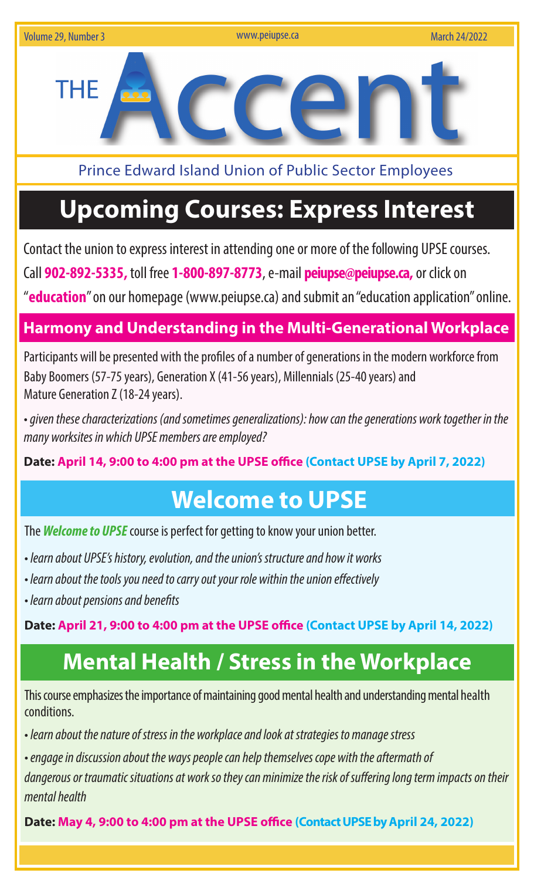# THE Accent

Prince Edward Island Union of Public Sector Employees

## Upcoming Courses: Express Interest

Contact the union to express interest in attending one or more of the following UPSE courses. Call **902-892-5335,** toll free **1-800-897-8773**, e-mail **peiupse@peiupse.ca,** or click on "**education**" on our homepage (www.peiupse.ca) and submit an "education application" online.

### Harmony and Understanding in the Multi-Generational Workplace

Participants will be presented with the profiles of a number of generations in the modern workforce from Baby Boomers (57-75 years), Generation X (41-56 years), Millennials (25-40 years) and Mature Generation Z (18-24 years).

- *given these characterizations (and sometimes generalizations): how can the generations work together in the many worksites in which UPSE members are employed?*

**Date: April 14, 9:00 to 4:00 pm at the UPSE office (Contact UPSE by April 7, 2022)**

## Welcome to UPSE

The ***Welcome to UPSE*** course is perfect for getting to know your union better.

- *learn about UPSE's history, evolution, and the union's structure and how it works*
- *learn about the tools you need to carry out your role within the union effectively*
- *learn about pensions and benefits*

**Date: April 21, 9:00 to 4:00 pm at the UPSE office (Contact UPSE by April 14, 2022)**

## Mental Health / Stress in the Workplace

This course emphasizes the importance of maintaining good mental health and understanding mental health conditions.

- *learn about the nature of stress in the workplace and look at strategies to manage stress*
- *engage in discussion about the ways people can help themselves cope with the aftermath of dangerous or traumatic situations at work so they can minimize the risk of suffering long term impacts on their mental health*

**Date: May 4, 9:00 to 4:00 pm at the UPSE office (Contact UPSE by April 24, 2022)**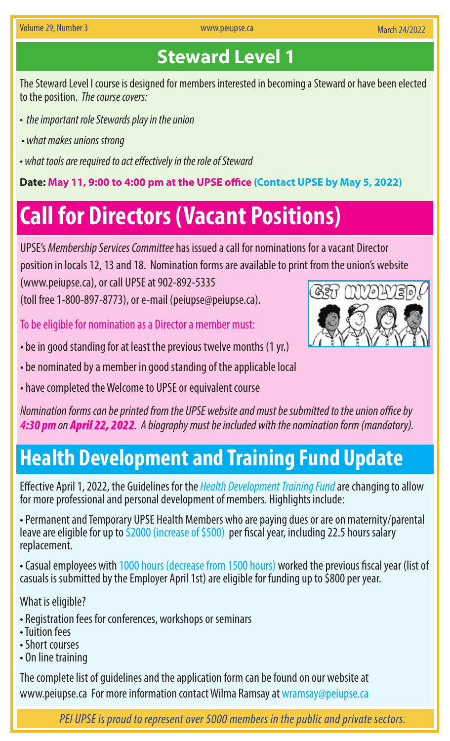## Steward Level 1

The Steward Level I course is designed for members interested in becoming a Steward or have been elected to the position. *The course covers:*

- *the important role Stewards play in the union*
- *what makes unions strong*
- *what tools are required to act effectively in the role of Steward*

**Date: May 11, 9:00 to 4:00 pm at the UPSE office (Contact UPSE by May 5, 2022)**

# Call for Directors (Vacant Positions)

UPSE's *Membership Services Committee* has issued a call for nominations for a vacant Director position in locals 12, 13 and 18. Nomination forms are available to print from the union's website (www.peiupse.ca), or call UPSE at 902-892-5335 (toll free 1-800-897-8773), or e-mail (peiupse@peiupse.ca).

To be eligible for nomination as a Director a member must:

- be in good standing for at least the previous twelve months (1 yr.)
- be nominated by a member in good standing of the applicable local
- have completed the Welcome to UPSE or equivalent course

*Nomination forms can be printed from the UPSE website and must be submitted to the union office by **4:30 pm** on **April 22, 2022**. A biography must be included with the nomination form (mandatory).*

# Health Development and Training Fund Update

Effective April 1, 2022, the Guidelines for the *Health Development Training Fund* are changing to allow for more professional and personal development of members. Highlights include:

- Permanent and Temporary UPSE Health Members who are paying dues or are on maternity/parental leave are eligible for up to $2000 (increase of $500) per fiscal year, including 22.5 hours salary replacement.
- Casual employees with 1000 hours (decrease from 1500 hours) worked the previous fiscal year (list of casuals is submitted by the Employer April 1st) are eligible for funding up to $800 per year.

What is eligible?

- Registration fees for conferences, workshops or seminars
- Tuition fees
- Short courses
- On line training

The complete list of guidelines and the application form can be found on our website at www.peiupse.ca For more information contact Wilma Ramsay at wramsay@peiupse.ca

*PEI UPSE is proud to represent over 5000 members in the public and private sectors.*